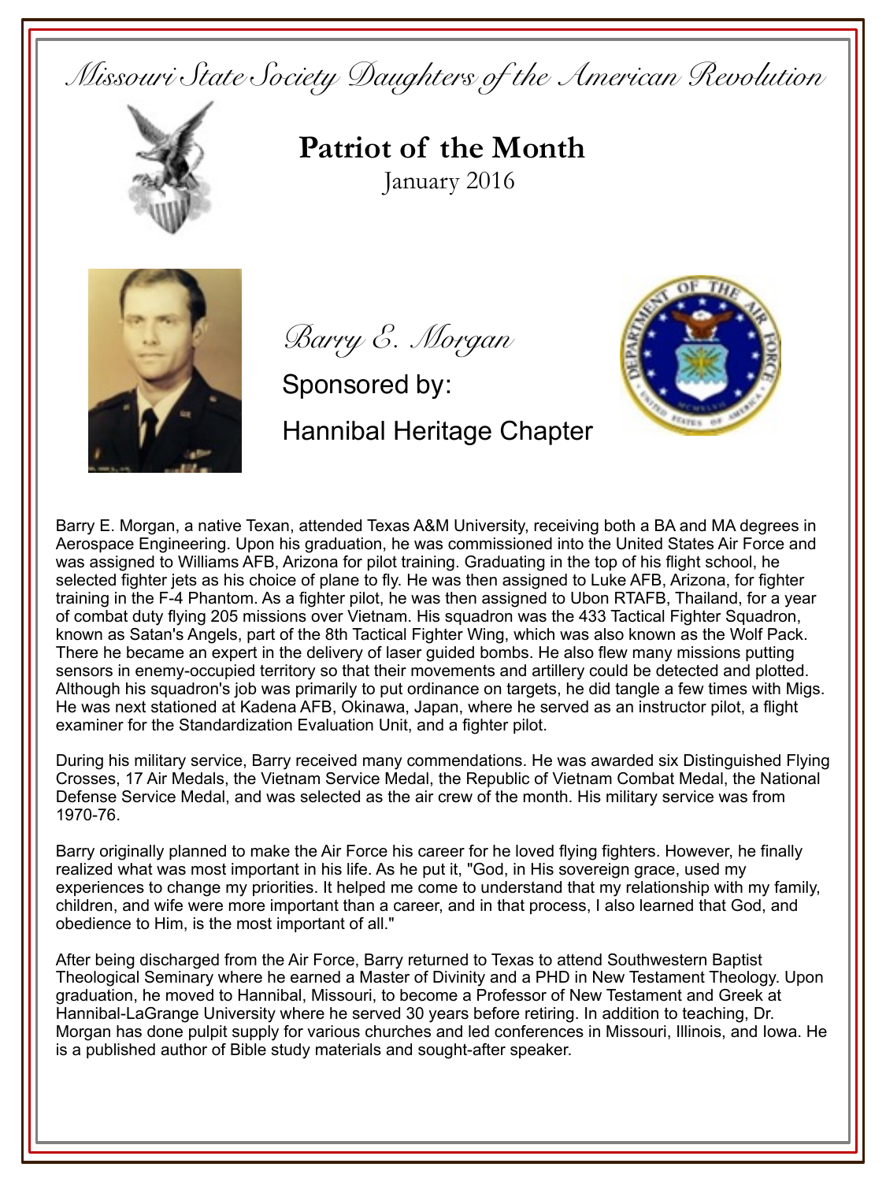*Missouri State Society Daughters of the American Revolution*

# Patriot of the Month

January 2016

## *Barry E. Morgan*

Sponsored by:

Hannibal Heritage Chapter

Barry E. Morgan, a native Texan, attended Texas A&M University, receiving both a BA and MA degrees in Aerospace Engineering. Upon his graduation, he was commissioned into the United States Air Force and was assigned to Williams AFB, Arizona for pilot training. Graduating in the top of his flight school, he selected fighter jets as his choice of plane to fly. He was then assigned to Luke AFB, Arizona, for fighter training in the F-4 Phantom. As a fighter pilot, he was then assigned to Ubon RTAFB, Thailand, for a year of combat duty flying 205 missions over Vietnam. His squadron was the 433 Tactical Fighter Squadron, known as Satan's Angels, part of the 8th Tactical Fighter Wing, which was also known as the Wolf Pack. There he became an expert in the delivery of laser guided bombs. He also flew many missions putting sensors in enemy-occupied territory so that their movements and artillery could be detected and plotted. Although his squadron's job was primarily to put ordinance on targets, he did tangle a few times with Migs. He was next stationed at Kadena AFB, Okinawa, Japan, where he served as an instructor pilot, a flight examiner for the Standardization Evaluation Unit, and a fighter pilot.

During his military service, Barry received many commendations. He was awarded six Distinguished Flying Crosses, 17 Air Medals, the Vietnam Service Medal, the Republic of Vietnam Combat Medal, the National Defense Service Medal, and was selected as the air crew of the month. His military service was from 1970-76.

Barry originally planned to make the Air Force his career for he loved flying fighters. However, he finally realized what was most important in his life. As he put it, "God, in His sovereign grace, used my experiences to change my priorities. It helped me come to understand that my relationship with my family, children, and wife were more important than a career, and in that process, I also learned that God, and obedience to Him, is the most important of all."

After being discharged from the Air Force, Barry returned to Texas to attend Southwestern Baptist Theological Seminary where he earned a Master of Divinity and a PHD in New Testament Theology. Upon graduation, he moved to Hannibal, Missouri, to become a Professor of New Testament and Greek at Hannibal-LaGrange University where he served 30 years before retiring. In addition to teaching, Dr. Morgan has done pulpit supply for various churches and led conferences in Missouri, Illinois, and Iowa. He is a published author of Bible study materials and sought-after speaker.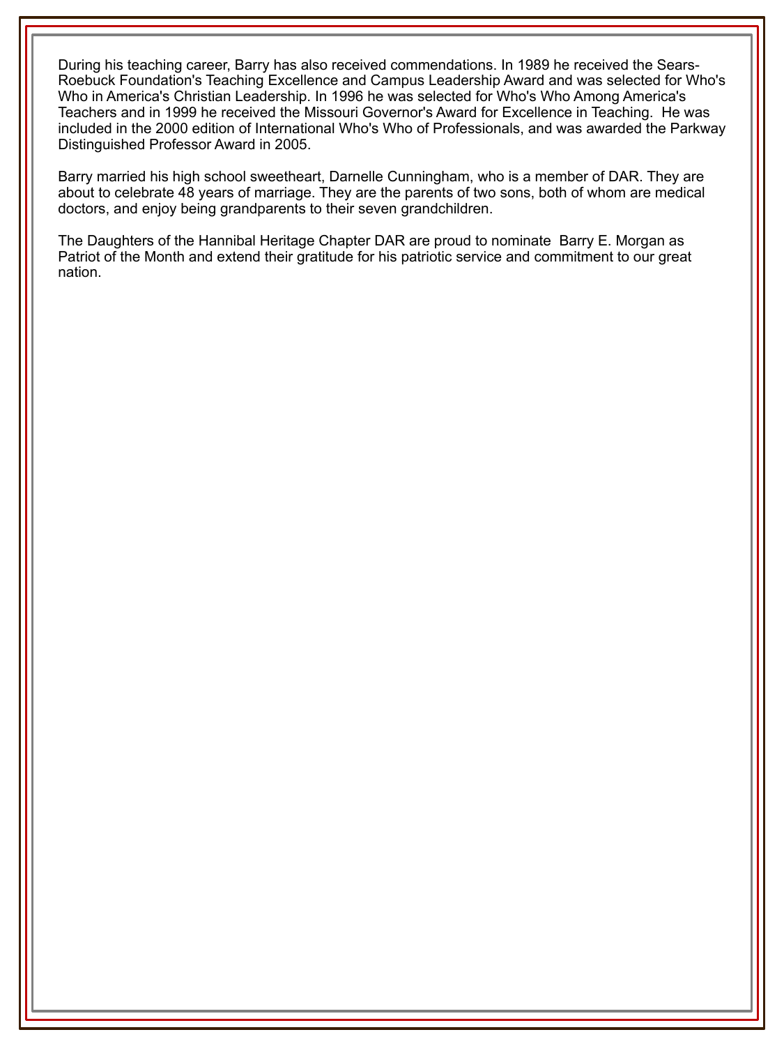During his teaching career, Barry has also received commendations. In 1989 he received the Sears-Roebuck Foundation's Teaching Excellence and Campus Leadership Award and was selected for Who's Who in America's Christian Leadership. In 1996 he was selected for Who's Who Among America's Teachers and in 1999 he received the Missouri Governor's Award for Excellence in Teaching. He was included in the 2000 edition of International Who's Who of Professionals, and was awarded the Parkway Distinguished Professor Award in 2005.

Barry married his high school sweetheart, Darnelle Cunningham, who is a member of DAR. They are about to celebrate 48 years of marriage. They are the parents of two sons, both of whom are medical doctors, and enjoy being grandparents to their seven grandchildren.

The Daughters of the Hannibal Heritage Chapter DAR are proud to nominate Barry E. Morgan as Patriot of the Month and extend their gratitude for his patriotic service and commitment to our great nation.